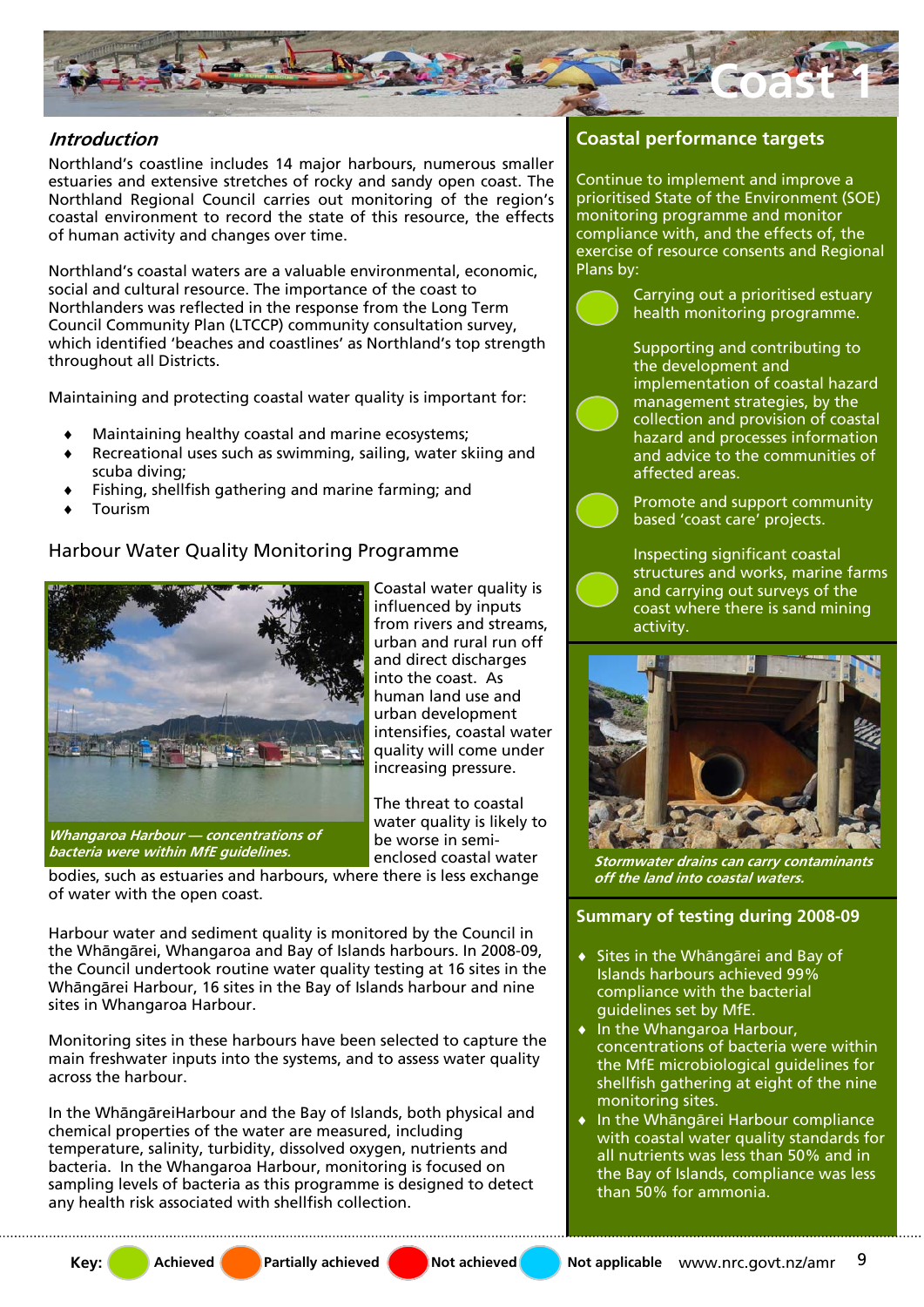# Coast 1

## Introduction

Northland's coastline includes 14 major harbours, numerous smaller estuaries and extensive stretches of rocky and sandy open coast. The Northland Regional Council carries out monitoring of the region's coastal environment to record the state of this resource, the effects of human activity and changes over time.

Northland's coastal waters are a valuable environmental, economic, social and cultural resource. The importance of the coast to Northlanders was reflected in the response from the Long Term Council Community Plan (LTCCP) community consultation survey, which identified 'beaches and coastlines' as Northland's top strength throughout all Districts.

Maintaining and protecting coastal water quality is important for:

- Maintaining healthy coastal and marine ecosystems;
- Recreational uses such as swimming, sailing, water skiing and scuba diving;
- Fishing, shellfish gathering and marine farming; and
- Tourism

### Harbour Water Quality Monitoring Programme

*Whangaroa Harbour — concentrations of bacteria were within MfE guidelines.*

Coastal water quality is influenced by inputs from rivers and streams, urban and rural run off and direct discharges into the coast. As human land use and urban development intensifies, coastal water quality will come under increasing pressure.

The threat to coastal water quality is likely to be worse in semi-enclosed coastal water bodies, such as estuaries and harbours, where there is less exchange of water with the open coast.

Harbour water and sediment quality is monitored by the Council in the Whāngārei, Whangaroa and Bay of Islands harbours. In 2008-09, the Council undertook routine water quality testing at 16 sites in the Whāngārei Harbour, 16 sites in the Bay of Islands harbour and nine sites in Whangaroa Harbour.

Monitoring sites in these harbours have been selected to capture the main freshwater inputs into the systems, and to assess water quality across the harbour.

In the WhāngāreiHarbour and the Bay of Islands, both physical and chemical properties of the water are measured, including temperature, salinity, turbidity, dissolved oxygen, nutrients and bacteria. In the Whangaroa Harbour, monitoring is focused on sampling levels of bacteria as this programme is designed to detect any health risk associated with shellfish collection.

## Coastal performance targets

Continue to implement and improve a prioritised State of the Environment (SOE) monitoring programme and monitor compliance with, and the effects of, the exercise of resource consents and Regional Plans by:

- (Achieved) Carrying out a prioritised estuary health monitoring programme.
- (Achieved) Supporting and contributing to the development and implementation of coastal hazard management strategies, by the collection and provision of coastal hazard and processes information and advice to the communities of affected areas.
- (Achieved) Promote and support community based 'coast care' projects.
- (Achieved) Inspecting significant coastal structures and works, marine farms and carrying out surveys of the coast where there is sand mining activity.

*Stormwater drains can carry contaminants off the land into coastal waters.*

## Summary of testing during 2008-09

- Sites in the Whāngārei and Bay of Islands harbours achieved 99% compliance with the bacterial guidelines set by MfE.
- In the Whangaroa Harbour, concentrations of bacteria were within the MfE microbiological guidelines for shellfish gathering at eight of the nine monitoring sites.
- In the Whāngārei Harbour compliance with coastal water quality standards for all nutrients was less than 50% and in the Bay of Islands, compliance was less than 50% for ammonia.

**Key:** Achieved | Partially achieved | Not achieved | Not applicable

www.nrc.govt.nz/amr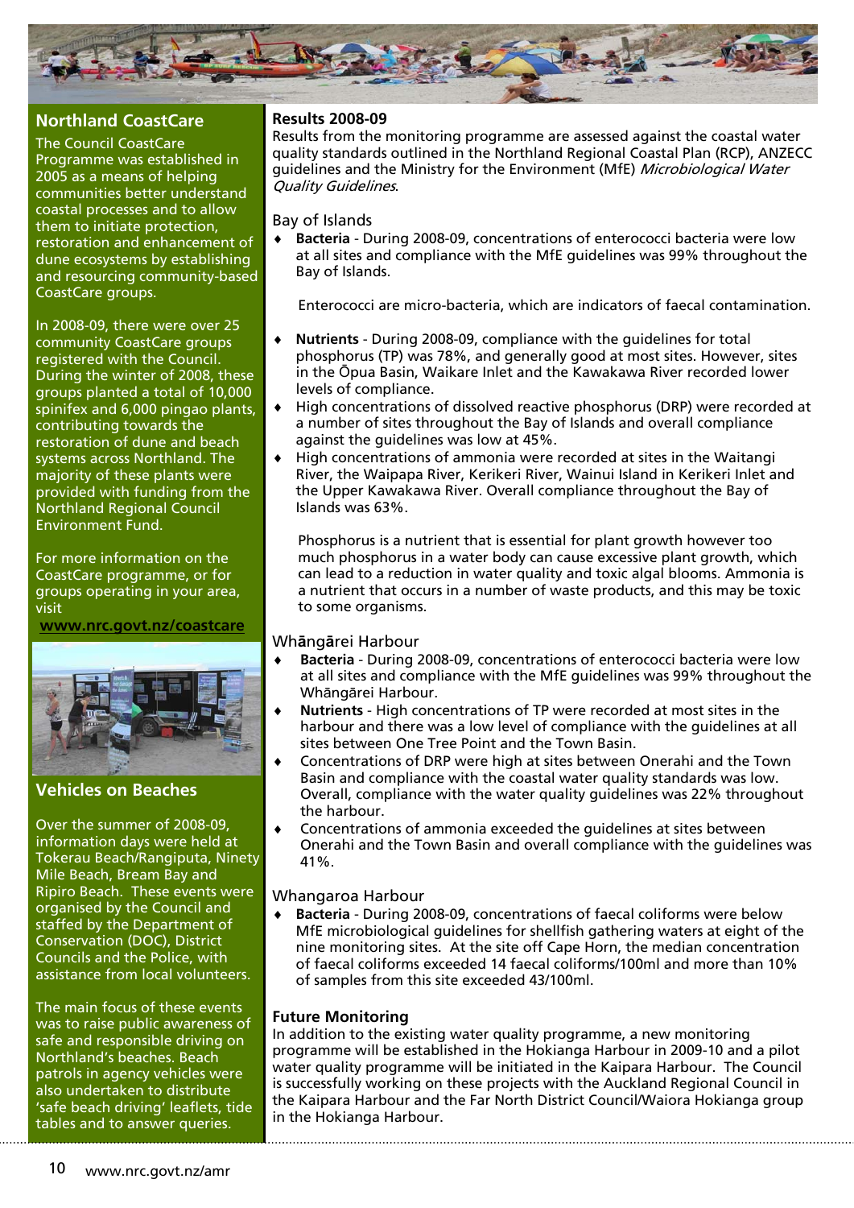## Northland CoastCare

The Council CoastCare Programme was established in 2005 as a means of helping communities better understand coastal processes and to allow them to initiate protection, restoration and enhancement of dune ecosystems by establishing and resourcing community-based CoastCare groups.

In 2008-09, there were over 25 community CoastCare groups registered with the Council. During the winter of 2008, these groups planted a total of 10,000 spinifex and 6,000 pingao plants, contributing towards the restoration of dune and beach systems across Northland. The majority of these plants were provided with funding from the Northland Regional Council Environment Fund.

For more information on the CoastCare programme, or for groups operating in your area, visit **www.nrc.govt.nz/coastcare**

## Vehicles on Beaches

Over the summer of 2008-09, information days were held at Tokerau Beach/Rangiputa, Ninety Mile Beach, Bream Bay and Ripiro Beach. These events were organised by the Council and staffed by the Department of Conservation (DOC), District Councils and the Police, with assistance from local volunteers.

The main focus of these events was to raise public awareness of safe and responsible driving on Northland's beaches. Beach patrols in agency vehicles were also undertaken to distribute 'safe beach driving' leaflets, tide tables and to answer queries.

## Results 2008-09

Results from the monitoring programme are assessed against the coastal water quality standards outlined in the Northland Regional Coastal Plan (RCP), ANZECC guidelines and the Ministry for the Environment (MfE) *Microbiological Water Quality Guidelines*.

### Bay of Islands

- **Bacteria** - During 2008-09, concentrations of enterococci bacteria were low at all sites and compliance with the MfE guidelines was 99% throughout the Bay of Islands.

  Enterococci are micro-bacteria, which are indicators of faecal contamination.

- **Nutrients** - During 2008-09, compliance with the guidelines for total phosphorus (TP) was 78%, and generally good at most sites. However, sites in the Ōpua Basin, Waikare Inlet and the Kawakawa River recorded lower levels of compliance.
- High concentrations of dissolved reactive phosphorus (DRP) were recorded at a number of sites throughout the Bay of Islands and overall compliance against the guidelines was low at 45%.
- High concentrations of ammonia were recorded at sites in the Waitangi River, the Waipapa River, Kerikeri River, Wainui Island in Kerikeri Inlet and the Upper Kawakawa River. Overall compliance throughout the Bay of Islands was 63%.

  Phosphorus is a nutrient that is essential for plant growth however too much phosphorus in a water body can cause excessive plant growth, which can lead to a reduction in water quality and toxic algal blooms. Ammonia is a nutrient that occurs in a number of waste products, and this may be toxic to some organisms.

### Whāngārei Harbour

- **Bacteria** - During 2008-09, concentrations of enterococci bacteria were low at all sites and compliance with the MfE guidelines was 99% throughout the Whāngārei Harbour.
- **Nutrients** - High concentrations of TP were recorded at most sites in the harbour and there was a low level of compliance with the guidelines at all sites between One Tree Point and the Town Basin.
- Concentrations of DRP were high at sites between Onerahi and the Town Basin and compliance with the coastal water quality standards was low. Overall, compliance with the water quality guidelines was 22% throughout the harbour.
- Concentrations of ammonia exceeded the guidelines at sites between Onerahi and the Town Basin and overall compliance with the guidelines was 41%.

### Whangaroa Harbour

- **Bacteria** - During 2008-09, concentrations of faecal coliforms were below MfE microbiological guidelines for shellfish gathering waters at eight of the nine monitoring sites. At the site off Cape Horn, the median concentration of faecal coliforms exceeded 14 faecal coliforms/100ml and more than 10% of samples from this site exceeded 43/100ml.

## Future Monitoring

In addition to the existing water quality programme, a new monitoring programme will be established in the Hokianga Harbour in 2009-10 and a pilot water quality programme will be initiated in the Kaipara Harbour. The Council is successfully working on these projects with the Auckland Regional Council in the Kaipara Harbour and the Far North District Council/Waiora Hokianga group in the Hokianga Harbour.